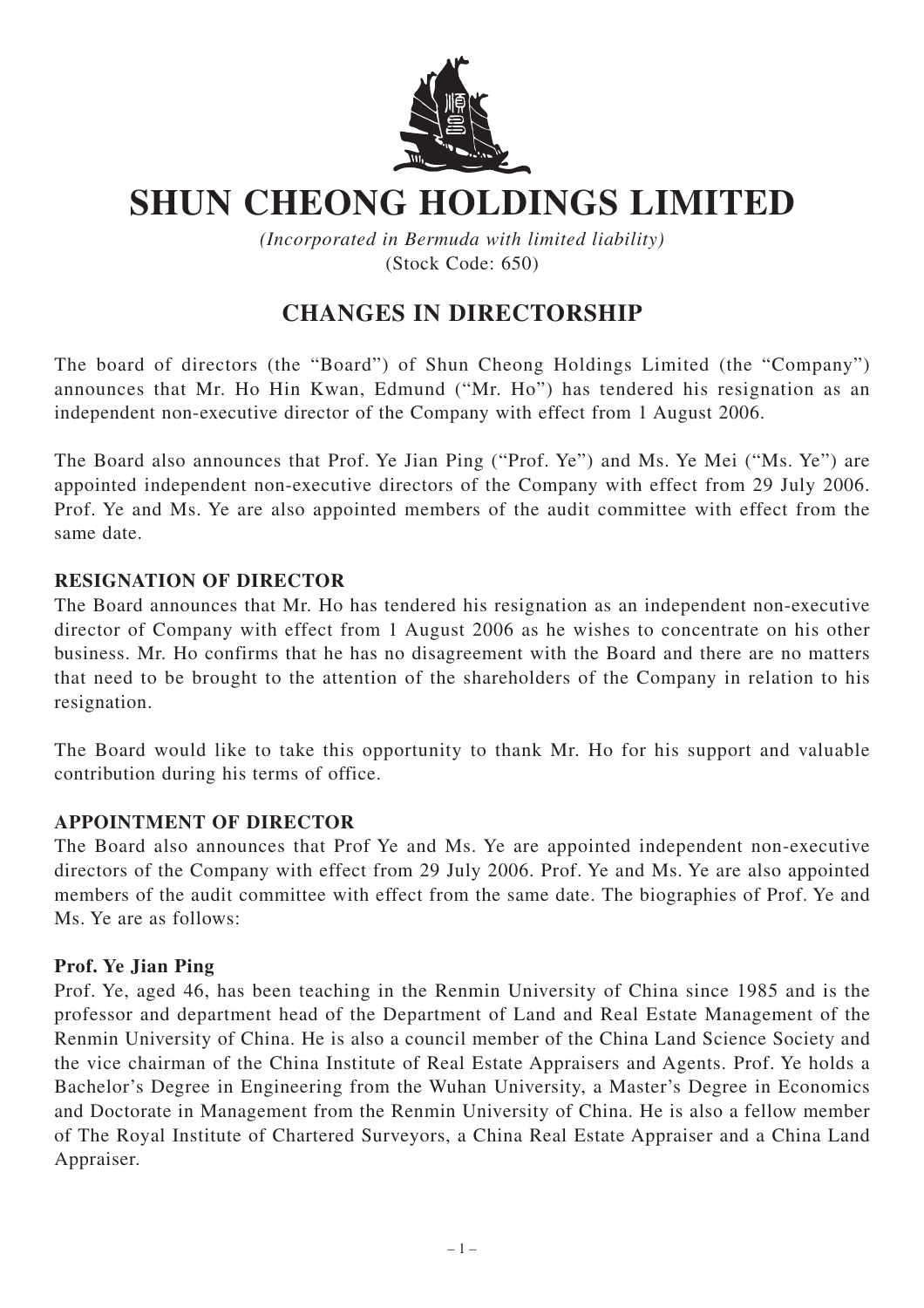# SHUN CHEONG HOLDINGS LIMITED

*(Incorporated in Bermuda with limited liability)*
(Stock Code: 650)

## CHANGES IN DIRECTORSHIP

The board of directors (the "Board") of Shun Cheong Holdings Limited (the "Company") announces that Mr. Ho Hin Kwan, Edmund ("Mr. Ho") has tendered his resignation as an independent non-executive director of the Company with effect from 1 August 2006.

The Board also announces that Prof. Ye Jian Ping ("Prof. Ye") and Ms. Ye Mei ("Ms. Ye") are appointed independent non-executive directors of the Company with effect from 29 July 2006. Prof. Ye and Ms. Ye are also appointed members of the audit committee with effect from the same date.

**RESIGNATION OF DIRECTOR**

The Board announces that Mr. Ho has tendered his resignation as an independent non-executive director of Company with effect from 1 August 2006 as he wishes to concentrate on his other business. Mr. Ho confirms that he has no disagreement with the Board and there are no matters that need to be brought to the attention of the shareholders of the Company in relation to his resignation.

The Board would like to take this opportunity to thank Mr. Ho for his support and valuable contribution during his terms of office.

**APPOINTMENT OF DIRECTOR**

The Board also announces that Prof Ye and Ms. Ye are appointed independent non-executive directors of the Company with effect from 29 July 2006. Prof. Ye and Ms. Ye are also appointed members of the audit committee with effect from the same date. The biographies of Prof. Ye and Ms. Ye are as follows:

**Prof. Ye Jian Ping**

Prof. Ye, aged 46, has been teaching in the Renmin University of China since 1985 and is the professor and department head of the Department of Land and Real Estate Management of the Renmin University of China. He is also a council member of the China Land Science Society and the vice chairman of the China Institute of Real Estate Appraisers and Agents. Prof. Ye holds a Bachelor's Degree in Engineering from the Wuhan University, a Master's Degree in Economics and Doctorate in Management from the Renmin University of China. He is also a fellow member of The Royal Institute of Chartered Surveyors, a China Real Estate Appraiser and a China Land Appraiser.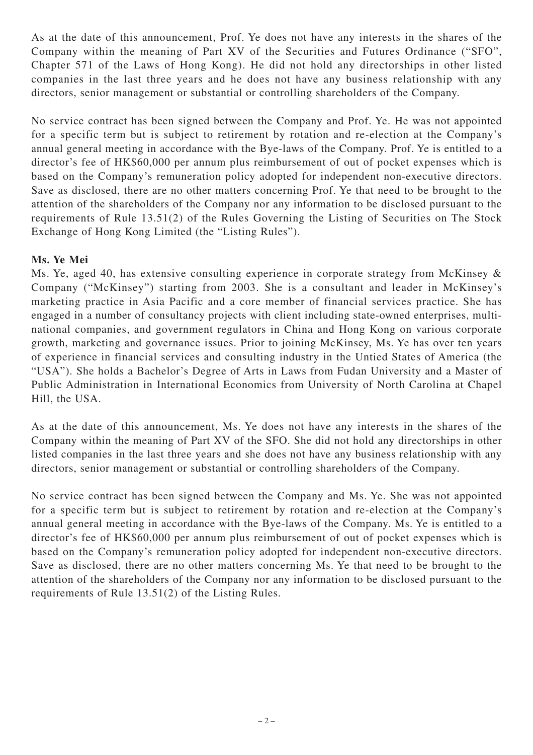As at the date of this announcement, Prof. Ye does not have any interests in the shares of the Company within the meaning of Part XV of the Securities and Futures Ordinance ("SFO", Chapter 571 of the Laws of Hong Kong). He did not hold any directorships in other listed companies in the last three years and he does not have any business relationship with any directors, senior management or substantial or controlling shareholders of the Company.

No service contract has been signed between the Company and Prof. Ye. He was not appointed for a specific term but is subject to retirement by rotation and re-election at the Company's annual general meeting in accordance with the Bye-laws of the Company. Prof. Ye is entitled to a director's fee of HK$60,000 per annum plus reimbursement of out of pocket expenses which is based on the Company's remuneration policy adopted for independent non-executive directors. Save as disclosed, there are no other matters concerning Prof. Ye that need to be brought to the attention of the shareholders of the Company nor any information to be disclosed pursuant to the requirements of Rule 13.51(2) of the Rules Governing the Listing of Securities on The Stock Exchange of Hong Kong Limited (the "Listing Rules").

**Ms. Ye Mei**

Ms. Ye, aged 40, has extensive consulting experience in corporate strategy from McKinsey & Company ("McKinsey") starting from 2003. She is a consultant and leader in McKinsey's marketing practice in Asia Pacific and a core member of financial services practice. She has engaged in a number of consultancy projects with client including state-owned enterprises, multi-national companies, and government regulators in China and Hong Kong on various corporate growth, marketing and governance issues. Prior to joining McKinsey, Ms. Ye has over ten years of experience in financial services and consulting industry in the Untied States of America (the "USA"). She holds a Bachelor's Degree of Arts in Laws from Fudan University and a Master of Public Administration in International Economics from University of North Carolina at Chapel Hill, the USA.

As at the date of this announcement, Ms. Ye does not have any interests in the shares of the Company within the meaning of Part XV of the SFO. She did not hold any directorships in other listed companies in the last three years and she does not have any business relationship with any directors, senior management or substantial or controlling shareholders of the Company.

No service contract has been signed between the Company and Ms. Ye. She was not appointed for a specific term but is subject to retirement by rotation and re-election at the Company's annual general meeting in accordance with the Bye-laws of the Company. Ms. Ye is entitled to a director's fee of HK$60,000 per annum plus reimbursement of out of pocket expenses which is based on the Company's remuneration policy adopted for independent non-executive directors. Save as disclosed, there are no other matters concerning Ms. Ye that need to be brought to the attention of the shareholders of the Company nor any information to be disclosed pursuant to the requirements of Rule 13.51(2) of the Listing Rules.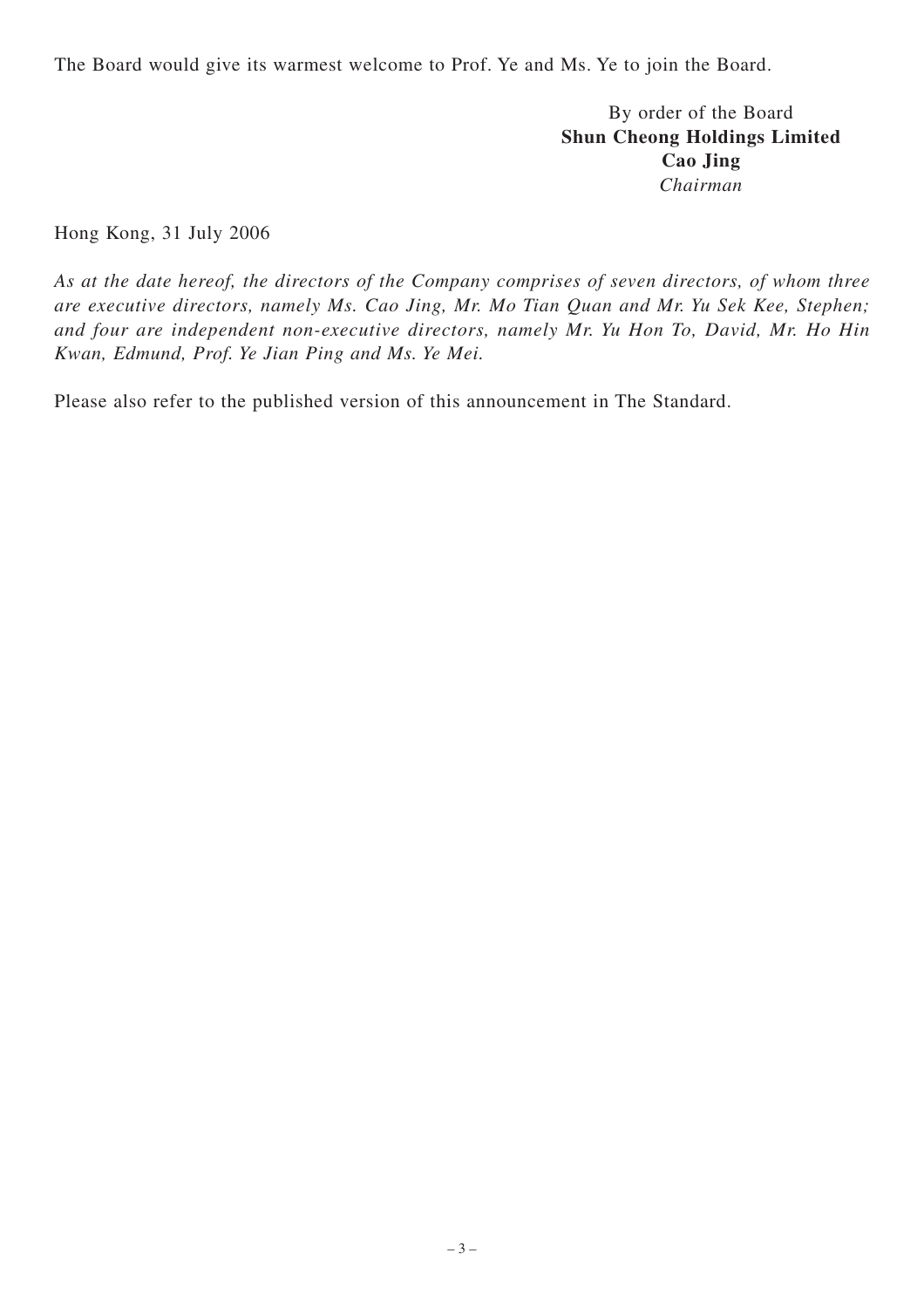The Board would give its warmest welcome to Prof. Ye and Ms. Ye to join the Board.

By order of the Board
**Shun Cheong Holdings Limited**
**Cao Jing**
*Chairman*

Hong Kong, 31 July 2006

*As at the date hereof, the directors of the Company comprises of seven directors, of whom three are executive directors, namely Ms. Cao Jing, Mr. Mo Tian Quan and Mr. Yu Sek Kee, Stephen; and four are independent non-executive directors, namely Mr. Yu Hon To, David, Mr. Ho Hin Kwan, Edmund, Prof. Ye Jian Ping and Ms. Ye Mei.*

Please also refer to the published version of this announcement in The Standard.